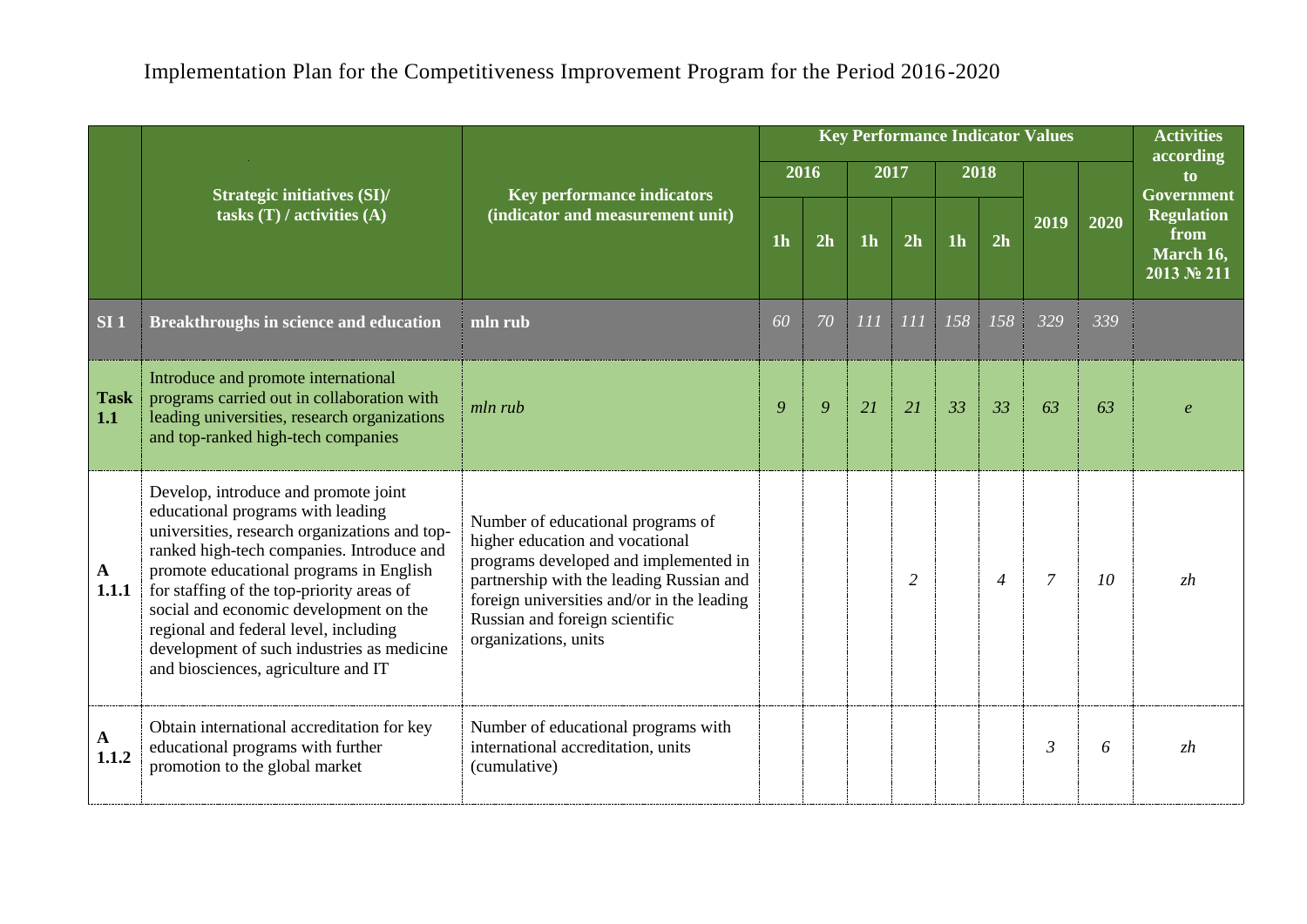# Implementation Plan for the Competitiveness Improvement Program for the Period 2016-2020

| | Strategic initiatives (SI)/ tasks (T) / activities (A) | Key performance indicators (indicator and measurement unit) | Key Performance Indicator Values | | | | | | | | Activities according to Government Regulation from March 16, 2013 № 211 |
|---|---|---|---|---|---|---|---|---|---|---|---|
| | | | 2016 | | 2017 | | 2018 | | 2019 | 2020 | |
| | | | 1h | 2h | 1h | 2h | 1h | 2h | | | |
| **SI 1** | **Breakthroughs in science and education** | **mln rub** | *60* | *70* | *111* | *111* | *158* | *158* | *329* | *339* | |
| **Task 1.1** | Introduce and promote international programs carried out in collaboration with leading universities, research organizations and top-ranked high-tech companies | *mln rub* | *9* | *9* | *21* | *21* | *33* | *33* | *63* | *63* | *e* |
| **A 1.1.1** | Develop, introduce and promote joint educational programs with leading universities, research organizations and top-ranked high-tech companies. Introduce and promote educational programs in English for staffing of the top-priority areas of social and economic development on the regional and federal level, including development of such industries as medicine and biosciences, agriculture and IT | Number of educational programs of higher education and vocational programs developed and implemented in partnership with the leading Russian and foreign universities and/or in the leading Russian and foreign scientific organizations, units | | | | *2* | | *4* | *7* | *10* | *zh* |
| **A 1.1.2** | Obtain international accreditation for key educational programs with further promotion to the global market | Number of educational programs with international accreditation, units (cumulative) | | | | | | | *3* | *6* | *zh* |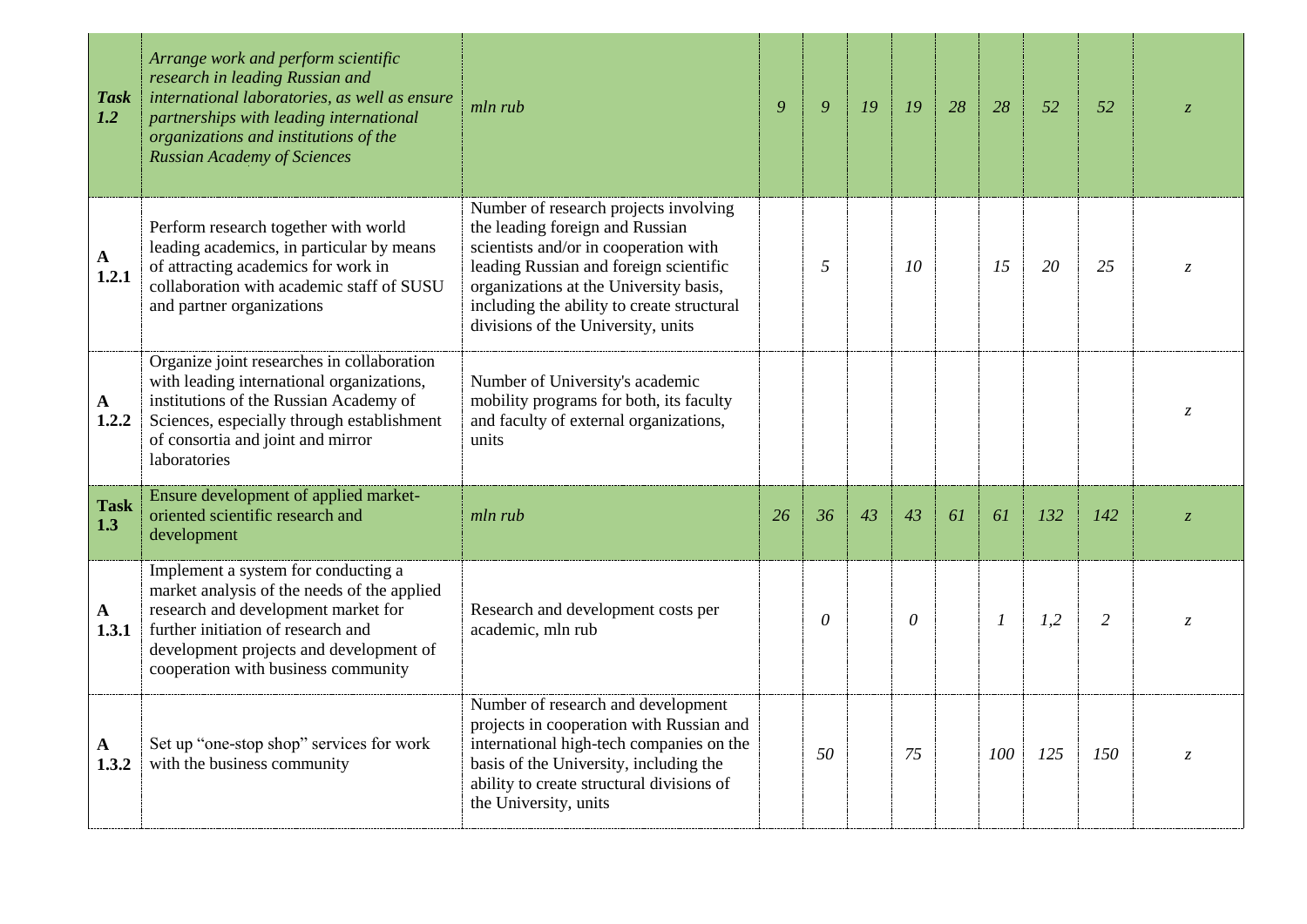| | | | | | | | | | | | |
|---|---|---|---|---|---|---|---|---|---|---|---|
| ***Task 1.2*** | *Arrange work and perform scientific research in leading Russian and international laboratories, as well as ensure partnerships with leading international organizations and institutions of the Russian Academy of Sciences* | *mln rub* | *9* | *9* | *19* | *19* | *28* | *28* | *52* | *52* | *z* |
| **A 1.2.1** | Perform research together with world leading academics, in particular by means of attracting academics for work in collaboration with academic staff of SUSU and partner organizations | Number of research projects involving the leading foreign and Russian scientists and/or in cooperation with leading Russian and foreign scientific organizations at the University basis, including the ability to create structural divisions of the University, units | | *5* | | *10* | | *15* | *20* | *25* | *z* |
| **A 1.2.2** | Organize joint researches in collaboration with leading international organizations, institutions of the Russian Academy of Sciences, especially through establishment of consortia and joint and mirror laboratories | Number of University's academic mobility programs for both, its faculty and faculty of external organizations, units | | | | | | | | | *z* |
| **Task 1.3** | Ensure development of applied market-oriented scientific research and development | *mln rub* | *26* | *36* | *43* | *43* | *61* | *61* | *132* | *142* | *z* |
| **A 1.3.1** | Implement a system for conducting a market analysis of the needs of the applied research and development market for further initiation of research and development projects and development of cooperation with business community | Research and development costs per academic, mln rub | | *0* | | *0* | | *1* | *1,2* | *2* | *z* |
| **A 1.3.2** | Set up "one-stop shop" services for work with the business community | Number of research and development projects in cooperation with Russian and international high-tech companies on the basis of the University, including the ability to create structural divisions of the University, units | | *50* | | *75* | | *100* | *125* | *150* | *z* |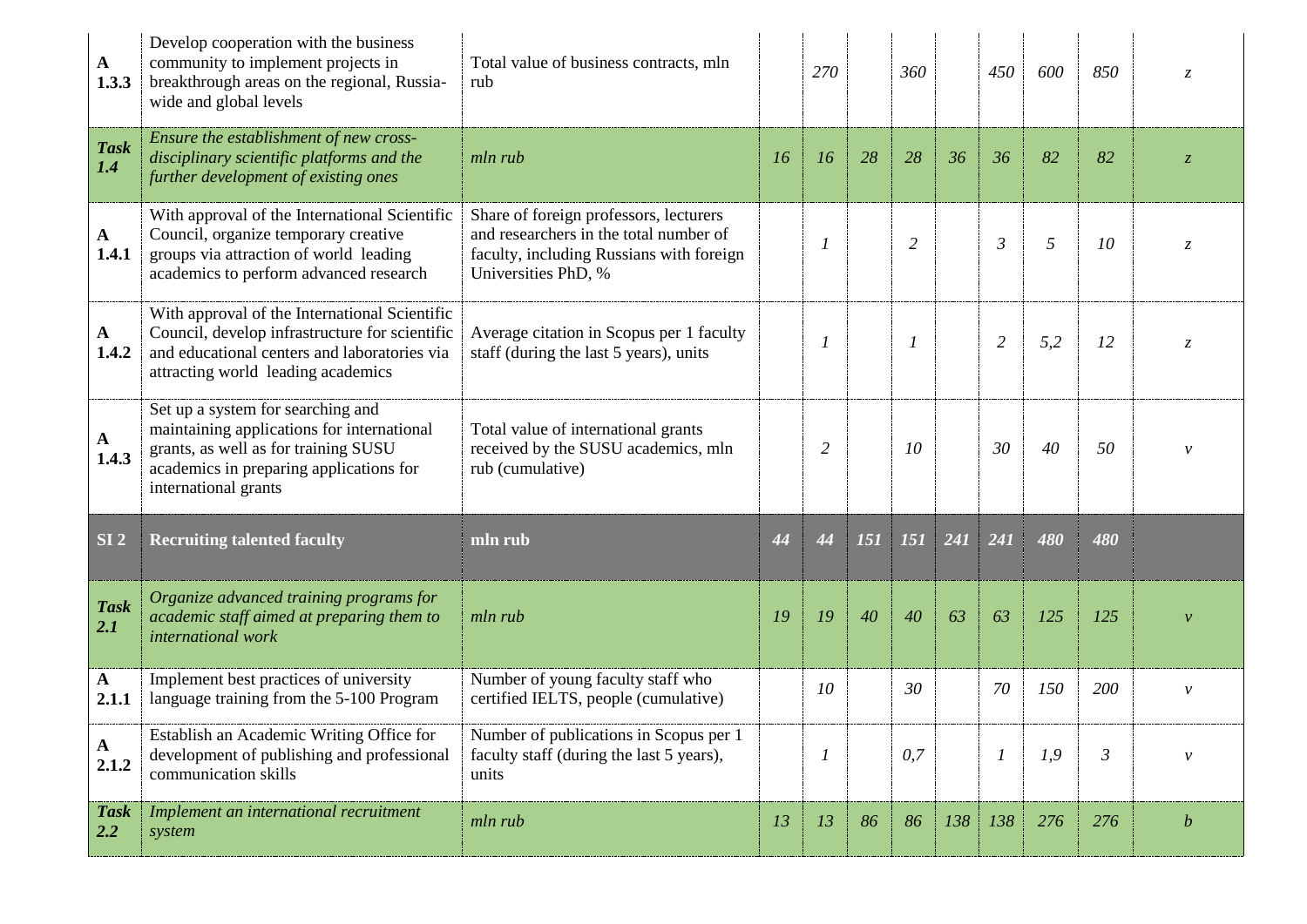| | | | | | | | | | | | |
|---|---|---|---|---|---|---|---|---|---|---|---|
| **A 1.3.3** | Develop cooperation with the business community to implement projects in breakthrough areas on the regional, Russia-wide and global levels | Total value of business contracts, mln rub | | *270* | | *360* | | *450* | *600* | *850* | *z* |
| ***Task 1.4*** | *Ensure the establishment of new cross-disciplinary scientific platforms and the further development of existing ones* | *mln rub* | *16* | *16* | *28* | *28* | *36* | *36* | *82* | *82* | *z* |
| **A 1.4.1** | With approval of the International Scientific Council, organize temporary creative groups via attraction of world leading academics to perform advanced research | Share of foreign professors, lecturers and researchers in the total number of faculty, including Russians with foreign Universities PhD, % | | *1* | | *2* | | *3* | *5* | *10* | *z* |
| **A 1.4.2** | With approval of the International Scientific Council, develop infrastructure for scientific and educational centers and laboratories via attracting world leading academics | Average citation in Scopus per 1 faculty staff (during the last 5 years), units | | *1* | | *1* | | *2* | *5,2* | *12* | *z* |
| **A 1.4.3** | Set up a system for searching and maintaining applications for international grants, as well as for training SUSU academics in preparing applications for international grants | Total value of international grants received by the SUSU academics, mln rub (cumulative) | | *2* | | *10* | | *30* | *40* | *50* | *v* |
| **SI 2** | **Recruiting talented faculty** | **mln rub** | ***44*** | ***44*** | ***151*** | ***151*** | ***241*** | ***241*** | ***480*** | ***480*** | |
| ***Task 2.1*** | *Organize advanced training programs for academic staff aimed at preparing them to international work* | *mln rub* | *19* | *19* | *40* | *40* | *63* | *63* | *125* | *125* | *v* |
| **A 2.1.1** | Implement best practices of university language training from the 5-100 Program | Number of young faculty staff who certified IELTS, people (cumulative) | | *10* | | *30* | | *70* | *150* | *200* | *v* |
| **A 2.1.2** | Establish an Academic Writing Office for development of publishing and professional communication skills | Number of publications in Scopus per 1 faculty staff (during the last 5 years), units | | *1* | | *0,7* | | *1* | *1,9* | *3* | *v* |
| ***Task 2.2*** | *Implement an international recruitment system* | *mln rub* | *13* | *13* | *86* | *86* | *138* | *138* | *276* | *276* | *b* |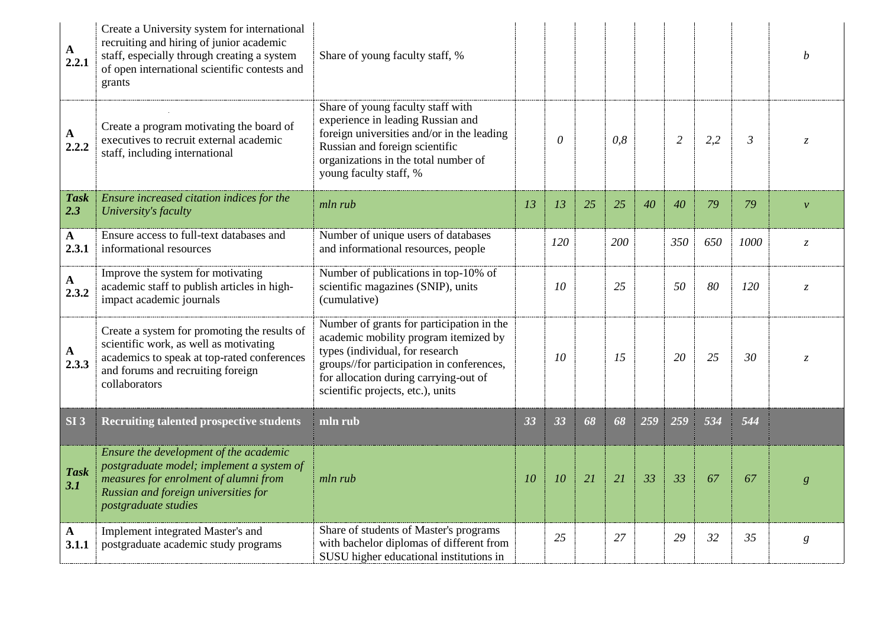| | | | | | | | | | | | |
|---|---|---|---|---|---|---|---|---|---|---|---|
| **A 2.2.1** | Create a University system for international recruiting and hiring of junior academic staff, especially through creating a system of open international scientific contests and grants | Share of young faculty staff, % | | | | | | | | | *b* |
| **A 2.2.2** | Create a program motivating the board of executives to recruit external academic staff, including international | Share of young faculty staff with experience in leading Russian and foreign universities and/or in the leading Russian and foreign scientific organizations in the total number of young faculty staff, % | | *0* | | *0,8* | | *2* | *2,2* | *3* | *z* |
| ***Task 2.3*** | *Ensure increased citation indices for the University's faculty* | *mln rub* | *13* | *13* | *25* | *25* | *40* | *40* | *79* | *79* | *v* |
| **A 2.3.1** | Ensure access to full-text databases and informational resources | Number of unique users of databases and informational resources, people | | *120* | | *200* | | *350* | *650* | *1000* | *z* |
| **A 2.3.2** | Improve the system for motivating academic staff to publish articles in high-impact academic journals | Number of publications in top-10% of scientific magazines (SNIP), units (cumulative) | | *10* | | *25* | | *50* | *80* | *120* | *z* |
| **A 2.3.3** | Create a system for promoting the results of scientific work, as well as motivating academics to speak at top-rated conferences and forums and recruiting foreign collaborators | Number of grants for participation in the academic mobility program itemized by types (individual, for research groups//for participation in conferences, for allocation during carrying-out of scientific projects, etc.), units | | *10* | | *15* | | *20* | *25* | *30* | *z* |
| **SI 3** | **Recruiting talented prospective students** | **mln rub** | ***33*** | ***33*** | ***68*** | ***68*** | ***259*** | ***259*** | ***534*** | ***544*** | |
| ***Task 3.1*** | *Ensure the development of the academic postgraduate model; implement a system of measures for enrolment of alumni from Russian and foreign universities for postgraduate studies* | *mln rub* | *10* | *10* | *21* | *21* | *33* | *33* | *67* | *67* | *g* |
| **A 3.1.1** | Implement integrated Master's and postgraduate academic study programs | Share of students of Master's programs with bachelor diplomas of different from SUSU higher educational institutions in | | *25* | | *27* | | *29* | *32* | *35* | *g* |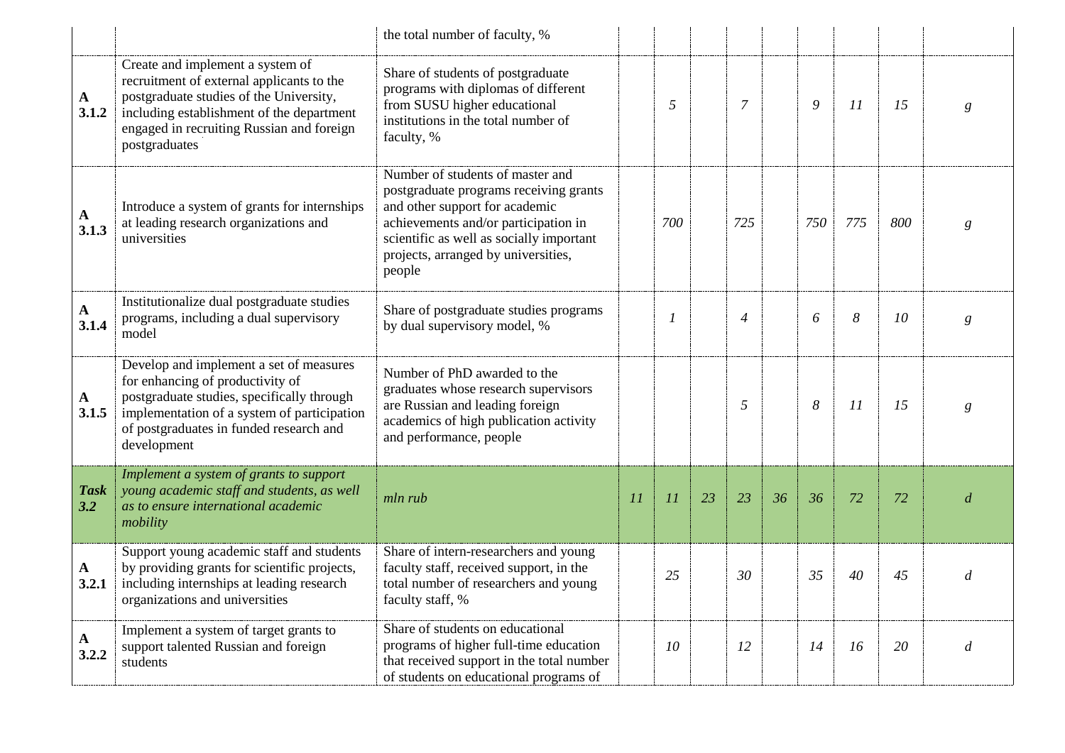| | | | | | | | | | | | |
|---|---|---|---|---|---|---|---|---|---|---|---|
| | | the total number of faculty, % | | | | | | | | | |
| **A 3.1.2** | Create and implement a system of recruitment of external applicants to the postgraduate studies of the University, including establishment of the department engaged in recruiting Russian and foreign postgraduates | Share of students of postgraduate programs with diplomas of different from SUSU higher educational institutions in the total number of faculty, % | | *5* | | *7* | | *9* | *11* | *15* | *g* |
| **A 3.1.3** | Introduce a system of grants for internships at leading research organizations and universities | Number of students of master and postgraduate programs receiving grants and other support for academic achievements and/or participation in scientific as well as socially important projects, arranged by universities, people | | *700* | | *725* | | *750* | *775* | *800* | *g* |
| **A 3.1.4** | Institutionalize dual postgraduate studies programs, including a dual supervisory model | Share of postgraduate studies programs by dual supervisory model, % | | *1* | | *4* | | *6* | *8* | *10* | *g* |
| **A 3.1.5** | Develop and implement a set of measures for enhancing of productivity of postgraduate studies, specifically through implementation of a system of participation of postgraduates in funded research and development | Number of PhD awarded to the graduates whose research supervisors are Russian and leading foreign academics of high publication activity and performance, people | | | | *5* | | *8* | *11* | *15* | *g* |
| ***Task 3.2*** | *Implement a system of grants to support young academic staff and students, as well as to ensure international academic mobility* | *mln rub* | *11* | *11* | *23* | *23* | *36* | *36* | *72* | *72* | *d* |
| **A 3.2.1** | Support young academic staff and students by providing grants for scientific projects, including internships at leading research organizations and universities | Share of intern-researchers and young faculty staff, received support, in the total number of researchers and young faculty staff, % | | *25* | | *30* | | *35* | *40* | *45* | *d* |
| **A 3.2.2** | Implement a system of target grants to support talented Russian and foreign students | Share of students on educational programs of higher full-time education that received support in the total number of students on educational programs of | | *10* | | *12* | | *14* | *16* | *20* | *d* |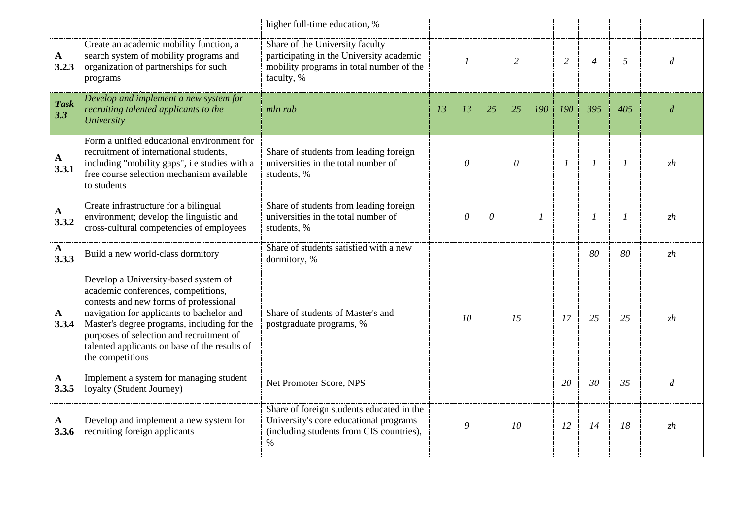| | | higher full-time education, % | | | | | | | | | |
|---|---|---|---|---|---|---|---|---|---|---|---|
| **A 3.2.3** | Create an academic mobility function, a search system of mobility programs and organization of partnerships for such programs | Share of the University faculty participating in the University academic mobility programs in total number of the faculty, % | | *1* | | *2* | | *2* | *4* | *5* | *d* |
| ***Task 3.3*** | *Develop and implement a new system for recruiting talented applicants to the University* | *mln rub* | *13* | *13* | *25* | *25* | *190* | *190* | *395* | *405* | *d* |
| **A 3.3.1** | Form a unified educational environment for recruitment of international students, including "mobility gaps", i e studies with a free course selection mechanism available to students | Share of students from leading foreign universities in the total number of students, % | | *0* | | *0* | | *1* | *1* | *1* | *zh* |
| **A 3.3.2** | Create infrastructure for a bilingual environment; develop the linguistic and cross-cultural competencies of employees | Share of students from leading foreign universities in the total number of students, % | | *0* | *0* | | *1* | | *1* | *1* | *zh* |
| **A 3.3.3** | Build a new world-class dormitory | Share of students satisfied with a new dormitory, % | | | | | | | *80* | *80* | *zh* |
| **A 3.3.4** | Develop a University-based system of academic conferences, competitions, contests and new forms of professional navigation for applicants to bachelor and Master's degree programs, including for the purposes of selection and recruitment of talented applicants on base of the results of the competitions | Share of students of Master's and postgraduate programs, % | | *10* | | *15* | | *17* | *25* | *25* | *zh* |
| **A 3.3.5** | Implement a system for managing student loyalty (Student Journey) | Net Promoter Score, NPS | | | | | | *20* | *30* | *35* | *d* |
| **A 3.3.6** | Develop and implement a new system for recruiting foreign applicants | Share of foreign students educated in the University's core educational programs (including students from CIS countries), % | | *9* | | *10* | | *12* | *14* | *18* | *zh* |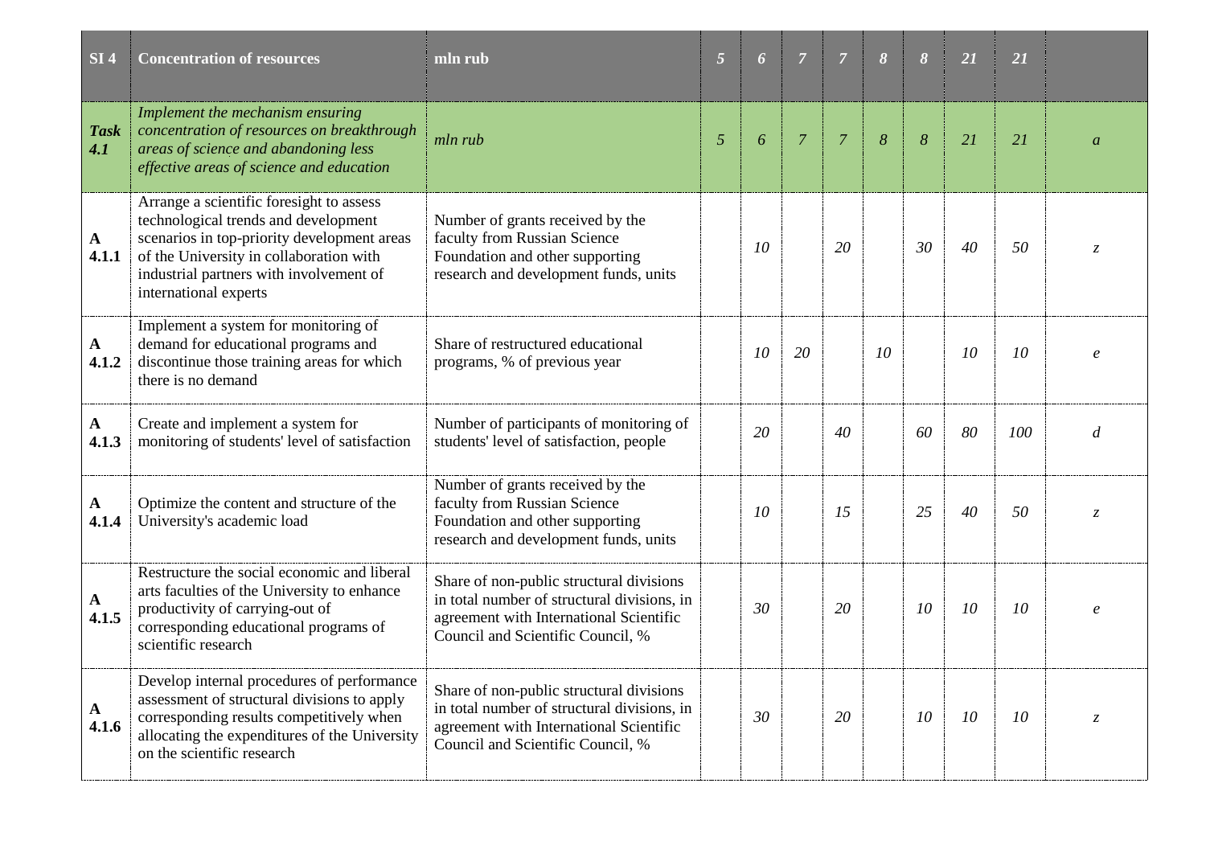| **SI 4** | **Concentration of resources** | **mln rub** | ***5*** | ***6*** | ***7*** | ***7*** | ***8*** | ***8*** | ***21*** | ***21*** | |
|---|---|---|---|---|---|---|---|---|---|---|---|
| ***Task 4.1*** | *Implement the mechanism ensuring concentration of resources on breakthrough areas of science and abandoning less effective areas of science and education* | *mln rub* | *5* | *6* | *7* | *7* | *8* | *8* | *21* | *21* | *a* |
| **A 4.1.1** | Arrange a scientific foresight to assess technological trends and development scenarios in top-priority development areas of the University in collaboration with industrial partners with involvement of international experts | Number of grants received by the faculty from Russian Science Foundation and other supporting research and development funds, units | | *10* | | *20* | | *30* | *40* | *50* | *z* |
| **A 4.1.2** | Implement a system for monitoring of demand for educational programs and discontinue those training areas for which there is no demand | Share of restructured educational programs, % of previous year | | *10* | *20* | | *10* | | *10* | *10* | *e* |
| **A 4.1.3** | Create and implement a system for monitoring of students' level of satisfaction | Number of participants of monitoring of students' level of satisfaction, people | | *20* | | *40* | | *60* | *80* | *100* | *d* |
| **A 4.1.4** | Optimize the content and structure of the University's academic load | Number of grants received by the faculty from Russian Science Foundation and other supporting research and development funds, units | | *10* | | *15* | | *25* | *40* | *50* | *z* |
| **A 4.1.5** | Restructure the social economic and liberal arts faculties of the University to enhance productivity of carrying-out of corresponding educational programs of scientific research | Share of non-public structural divisions in total number of structural divisions, in agreement with International Scientific Council and Scientific Council, % | | *30* | | *20* | | *10* | *10* | *10* | *e* |
| **A 4.1.6** | Develop internal procedures of performance assessment of structural divisions to apply corresponding results competitively when allocating the expenditures of the University on the scientific research | Share of non-public structural divisions in total number of structural divisions, in agreement with International Scientific Council and Scientific Council, % | | *30* | | *20* | | *10* | *10* | *10* | *z* |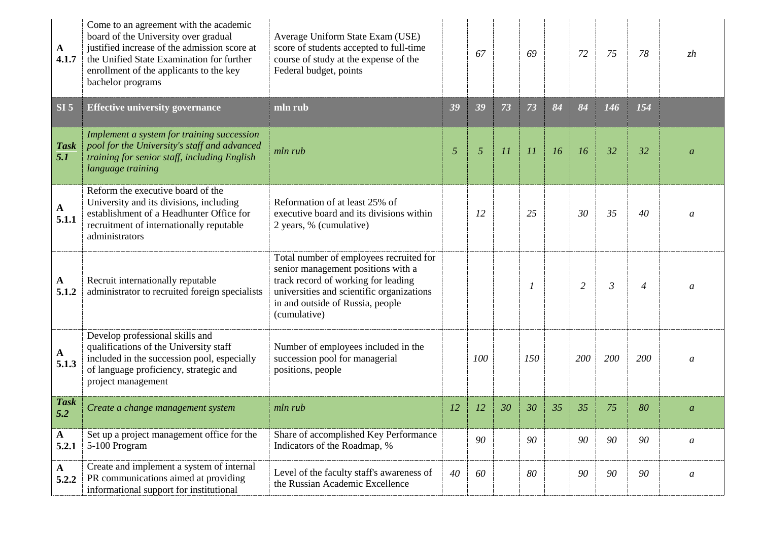| | | | | | | | | | | | |
|---|---|---|---|---|---|---|---|---|---|---|---|
| **A 4.1.7** | Come to an agreement with the academic board of the University over gradual justified increase of the admission score at the Unified State Examination for further enrollment of the applicants to the key bachelor programs | Average Uniform State Exam (USE) score of students accepted to full-time course of study at the expense of the Federal budget, points | | *67* | | *69* | | *72* | *75* | *78* | *zh* |
| **SI 5** | **Effective university governance** | **mln rub** | ***39*** | ***39*** | ***73*** | ***73*** | ***84*** | ***84*** | ***146*** | ***154*** | |
| ***Task 5.1*** | *Implement a system for training succession pool for the University's staff and advanced training for senior staff, including English language training* | *mln rub* | *5* | *5* | *11* | *11* | *16* | *16* | *32* | *32* | *a* |
| **A 5.1.1** | Reform the executive board of the University and its divisions, including establishment of a Headhunter Office for recruitment of internationally reputable administrators | Reformation of at least 25% of executive board and its divisions within 2 years, % (cumulative) | | *12* | | *25* | | *30* | *35* | *40* | *a* |
| **A 5.1.2** | Recruit internationally reputable administrator to recruited foreign specialists | Total number of employees recruited for senior management positions with a track record of working for leading universities and scientific organizations in and outside of Russia, people (cumulative) | | | | *1* | | *2* | *3* | *4* | *a* |
| **A 5.1.3** | Develop professional skills and qualifications of the University staff included in the succession pool, especially of language proficiency, strategic and project management | Number of employees included in the succession pool for managerial positions, people | | *100* | | *150* | | *200* | *200* | *200* | *a* |
| ***Task 5.2*** | *Create a change management system* | *mln rub* | *12* | *12* | *30* | *30* | *35* | *35* | *75* | *80* | *a* |
| **A 5.2.1** | Set up a project management office for the 5-100 Program | Share of accomplished Key Performance Indicators of the Roadmap, % | | *90* | | *90* | | *90* | *90* | *90* | *a* |
| **A 5.2.2** | Create and implement a system of internal PR communications aimed at providing informational support for institutional | Level of the faculty staff's awareness of the Russian Academic Excellence | *40* | *60* | | *80* | | *90* | *90* | *90* | *a* |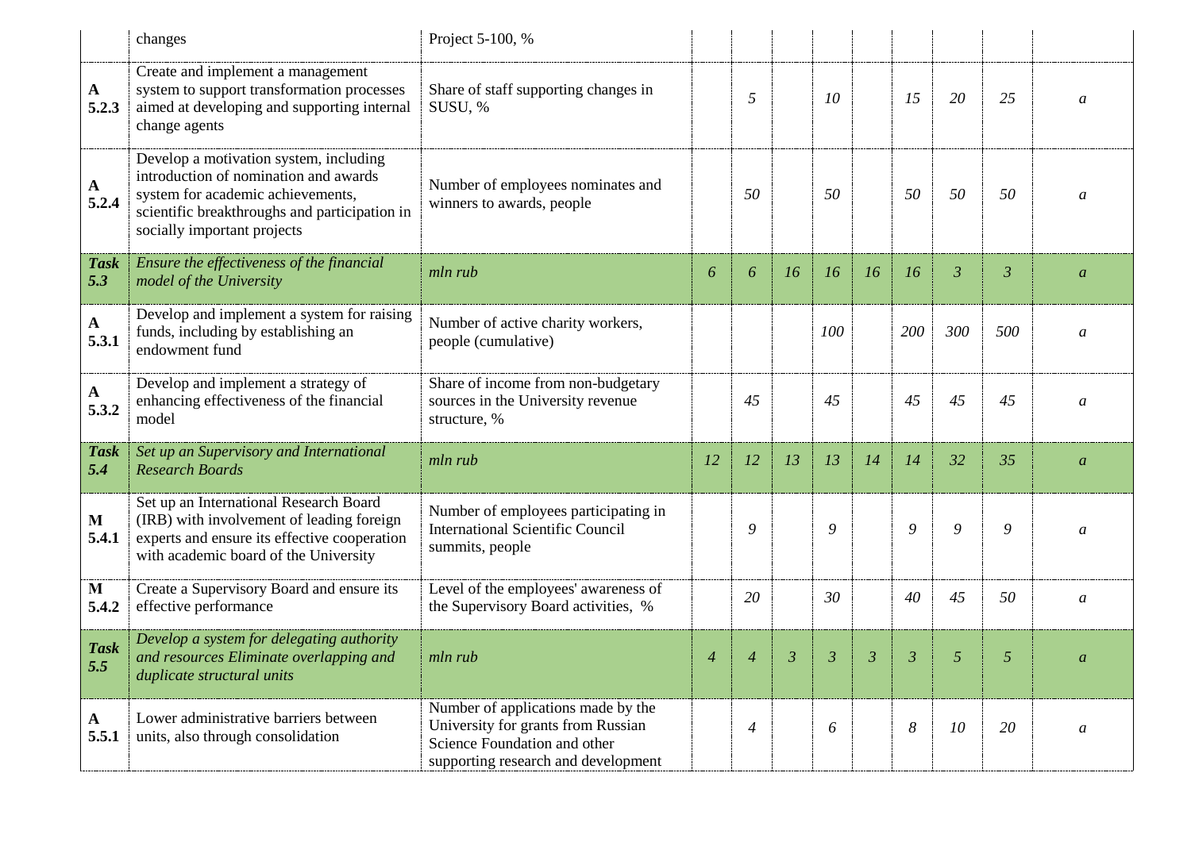| | | | | | | | | | | | |
|---|---|---|---|---|---|---|---|---|---|---|---|
| | changes | Project 5-100, % | | | | | | | | | |
| **A 5.2.3** | Create and implement a management system to support transformation processes aimed at developing and supporting internal change agents | Share of staff supporting changes in SUSU, % | | *5* | | *10* | | *15* | *20* | *25* | *a* |
| **A 5.2.4** | Develop a motivation system, including introduction of nomination and awards system for academic achievements, scientific breakthroughs and participation in socially important projects | Number of employees nominates and winners to awards, people | | *50* | | *50* | | *50* | *50* | *50* | *a* |
| ***Task 5.3*** | *Ensure the effectiveness of the financial model of the University* | *mln rub* | *6* | *6* | *16* | *16* | *16* | *16* | *3* | *3* | *a* |
| **A 5.3.1** | Develop and implement a system for raising funds, including by establishing an endowment fund | Number of active charity workers, people (cumulative) | | | | *100* | | *200* | *300* | *500* | *a* |
| **A 5.3.2** | Develop and implement a strategy of enhancing effectiveness of the financial model | Share of income from non-budgetary sources in the University revenue structure, % | | *45* | | *45* | | *45* | *45* | *45* | *a* |
| ***Task 5.4*** | *Set up an Supervisory and International Research Boards* | *mln rub* | *12* | *12* | *13* | *13* | *14* | *14* | *32* | *35* | *a* |
| **M 5.4.1** | Set up an International Research Board (IRB) with involvement of leading foreign experts and ensure its effective cooperation with academic board of the University | Number of employees participating in International Scientific Council summits, people | | *9* | | *9* | | *9* | *9* | *9* | *a* |
| **M 5.4.2** | Create a Supervisory Board and ensure its effective performance | Level of the employees' awareness of the Supervisory Board activities, % | | *20* | | *30* | | *40* | *45* | *50* | *a* |
| ***Task 5.5*** | *Develop a system for delegating authority and resources Eliminate overlapping and duplicate structural units* | *mln rub* | *4* | *4* | *3* | *3* | *3* | *3* | *5* | *5* | *a* |
| **A 5.5.1** | Lower administrative barriers between units, also through consolidation | Number of applications made by the University for grants from Russian Science Foundation and other supporting research and development | | *4* | | *6* | | *8* | *10* | *20* | *a* |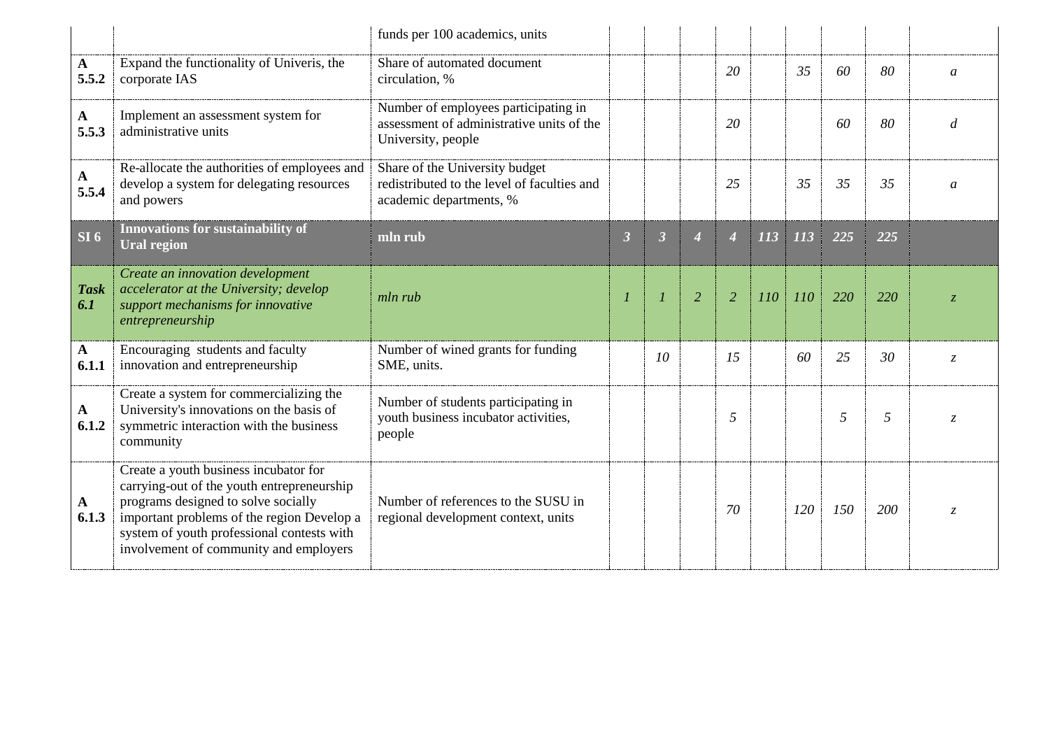| | | funds per 100 academics, units | | | | | | | | | |
|---|---|---|---|---|---|---|---|---|---|---|---|
| **A 5.5.2** | Expand the functionality of Univeris, the corporate IAS | Share of automated document circulation, % | | | | *20* | | *35* | *60* | *80* | *a* |
| **A 5.5.3** | Implement an assessment system for administrative units | Number of employees participating in assessment of administrative units of the University, people | | | | *20* | | | *60* | *80* | *d* |
| **A 5.5.4** | Re-allocate the authorities of employees and develop a system for delegating resources and powers | Share of the University budget redistributed to the level of faculties and academic departments, % | | | | *25* | | *35* | *35* | *35* | *a* |
| **SI 6** | **Innovations for sustainability of Ural region** | **mln rub** | ***3*** | ***3*** | ***4*** | ***4*** | ***113*** | ***113*** | ***225*** | ***225*** | |
| ***Task 6.1*** | *Create an innovation development accelerator at the University; develop support mechanisms for innovative entrepreneurship* | *mln rub* | *1* | *1* | *2* | *2* | *110* | *110* | *220* | *220* | *z* |
| **A 6.1.1** | Encouraging students and faculty innovation and entrepreneurship | Number of wined grants for funding SME, units. | | *10* | | *15* | | *60* | *25* | *30* | *z* |
| **A 6.1.2** | Create a system for commercializing the University's innovations on the basis of symmetric interaction with the business community | Number of students participating in youth business incubator activities, people | | | | *5* | | | *5* | *5* | *z* |
| **A 6.1.3** | Create a youth business incubator for carrying-out of the youth entrepreneurship programs designed to solve socially important problems of the region Develop a system of youth professional contests with involvement of community and employers | Number of references to the SUSU in regional development context, units | | | | *70* | | *120* | *150* | *200* | *z* |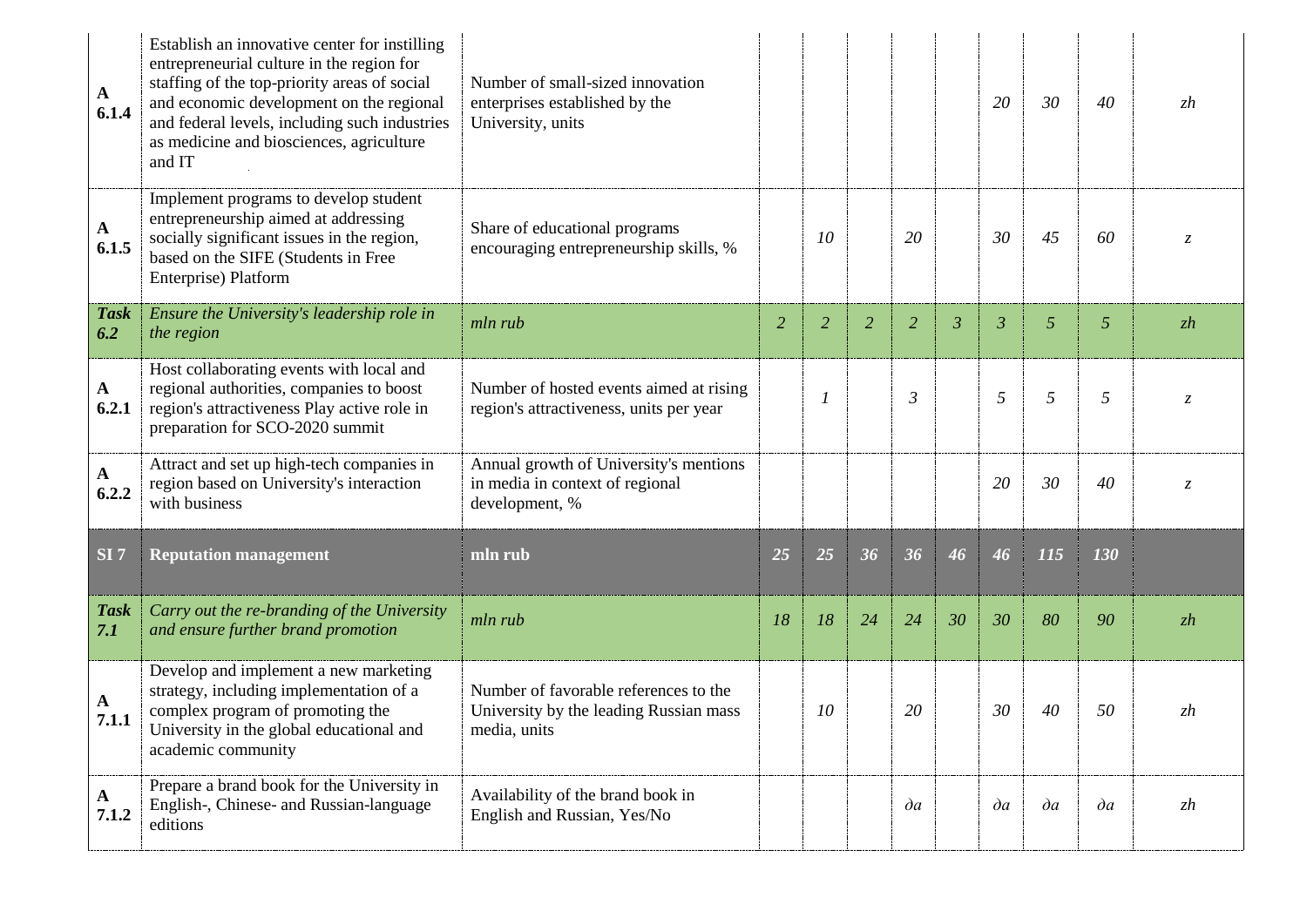| | | | | | | | | | | | |
|---|---|---|---|---|---|---|---|---|---|---|---|
| **A 6.1.4** | Establish an innovative center for instilling entrepreneurial culture in the region for staffing of the top-priority areas of social and economic development on the regional and federal levels, including such industries as medicine and biosciences, agriculture and IT | Number of small-sized innovation enterprises established by the University, units | | | | | | *20* | *30* | *40* | *zh* |
| **A 6.1.5** | Implement programs to develop student entrepreneurship aimed at addressing socially significant issues in the region, based on the SIFE (Students in Free Enterprise) Platform | Share of educational programs encouraging entrepreneurship skills, % | | *10* | | *20* | | *30* | *45* | *60* | *z* |
| ***Task 6.2*** | *Ensure the University's leadership role in the region* | *mln rub* | *2* | *2* | *2* | *2* | *3* | *3* | *5* | *5* | *zh* |
| **A 6.2.1** | Host collaborating events with local and regional authorities, companies to boost region's attractiveness Play active role in preparation for SCO-2020 summit | Number of hosted events aimed at rising region's attractiveness, units per year | | *1* | | *3* | | *5* | *5* | *5* | *z* |
| **A 6.2.2** | Attract and set up high-tech companies in region based on University's interaction with business | Annual growth of University's mentions in media in context of regional development, % | | | | | | *20* | *30* | *40* | *z* |
| **SI 7** | **Reputation management** | **mln rub** | ***25*** | ***25*** | ***36*** | ***36*** | ***46*** | ***46*** | ***115*** | ***130*** | |
| ***Task 7.1*** | *Carry out the re-branding of the University and ensure further brand promotion* | *mln rub* | *18* | *18* | *24* | *24* | *30* | *30* | *80* | *90* | *zh* |
| **A 7.1.1** | Develop and implement a new marketing strategy, including implementation of a complex program of promoting the University in the global educational and academic community | Number of favorable references to the University by the leading Russian mass media, units | | *10* | | *20* | | *30* | *40* | *50* | *zh* |
| **A 7.1.2** | Prepare a brand book for the University in English-, Chinese- and Russian-language editions | Availability of the brand book in English and Russian, Yes/No | | | | *∂a* | | *∂a* | *∂a* | *∂a* | *zh* |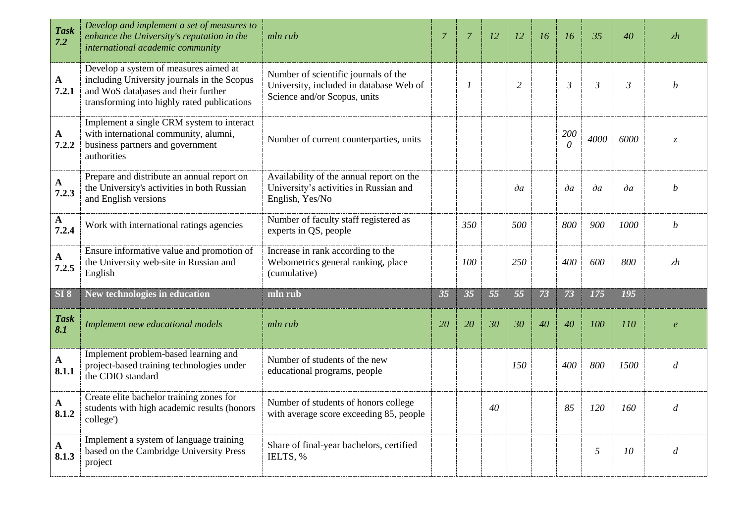| | | | | | | | | | | | |
|---|---|---|---|---|---|---|---|---|---|---|---|
| ***Task 7.2*** | *Develop and implement a set of measures to enhance the University's reputation in the international academic community* | *mln rub* | *7* | *7* | *12* | *12* | *16* | *16* | *35* | *40* | *zh* |
| **A 7.2.1** | Develop a system of measures aimed at including University journals in the Scopus and WoS databases and their further transforming into highly rated publications | Number of scientific journals of the University, included in database Web of Science and/or Scopus, units | | *1* | | *2* | | *3* | *3* | *3* | *b* |
| **A 7.2.2** | Implement a single CRM system to interact with international community, alumni, business partners and government authorities | Number of current counterparties, units | | | | | | *2000* | *4000* | *6000* | *z* |
| **A 7.2.3** | Prepare and distribute an annual report on the University's activities in both Russian and English versions | Availability of the annual report on the University's activities in Russian and English, Yes/No | | | | *∂a* | | *∂a* | *∂a* | *∂a* | *b* |
| **A 7.2.4** | Work with international ratings agencies | Number of faculty staff registered as experts in QS, people | | *350* | | *500* | | *800* | *900* | *1000* | *b* |
| **A 7.2.5** | Ensure informative value and promotion of the University web-site in Russian and English | Increase in rank according to the Webometrics general ranking, place (cumulative) | | *100* | | *250* | | *400* | *600* | *800* | *zh* |
| **SI 8** | **New technologies in education** | **mln rub** | ***35*** | ***35*** | ***55*** | ***55*** | ***73*** | ***73*** | ***175*** | ***195*** | |
| ***Task 8.1*** | *Implement new educational models* | *mln rub* | *20* | *20* | *30* | *30* | *40* | *40* | *100* | *110* | *e* |
| **A 8.1.1** | Implement problem-based learning and project-based training technologies under the CDIO standard | Number of students of the new educational programs, people | | | | *150* | | *400* | *800* | *1500* | *d* |
| **A 8.1.2** | Create elite bachelor training zones for students with high academic results (honors college') | Number of students of honors college with average score exceeding 85, people | | | *40* | | | *85* | *120* | *160* | *d* |
| **A 8.1.3** | Implement a system of language training based on the Cambridge University Press project | Share of final-year bachelors, certified IELTS, % | | | | | | | *5* | *10* | *d* |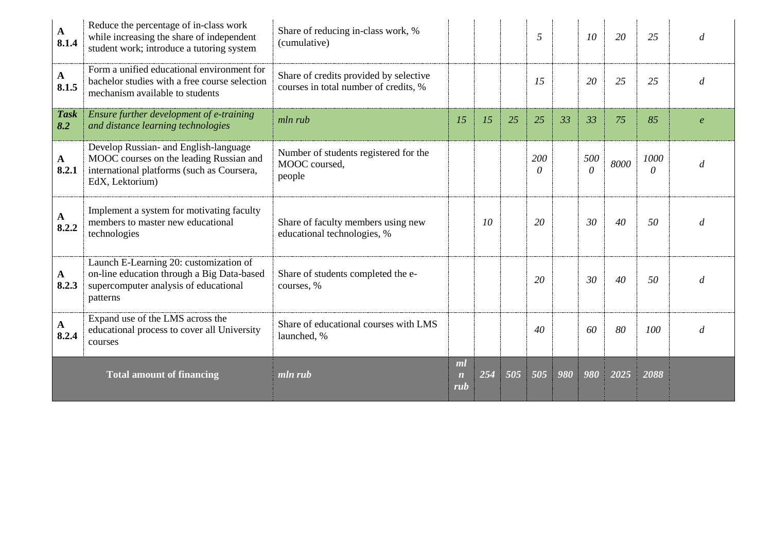| | | | | | | | | | | | |
|---|---|---|---|---|---|---|---|---|---|---|---|
| **A 8.1.4** | Reduce the percentage of in-class work while increasing the share of independent student work; introduce a tutoring system | Share of reducing in-class work, % (cumulative) | | | | *5* | | *10* | *20* | *25* | *d* |
| **A 8.1.5** | Form a unified educational environment for bachelor studies with a free course selection mechanism available to students | Share of credits provided by selective courses in total number of credits, % | | | | *15* | | *20* | *25* | *25* | *d* |
| ***Task 8.2*** | *Ensure further development of e-training and distance learning technologies* | *mln rub* | *15* | *15* | *25* | *25* | *33* | *33* | *75* | *85* | *e* |
| **A 8.2.1** | Develop Russian- and English-language MOOC courses on the leading Russian and international platforms (such as Coursera, EdX, Lektorium) | Number of students registered for the MOOC coursed, people | | | | *2000* | | *5000* | *8000* | *10000* | *d* |
| **A 8.2.2** | Implement a system for motivating faculty members to master new educational technologies | Share of faculty members using new educational technologies, % | | *10* | | *20* | | *30* | *40* | *50* | *d* |
| **A 8.2.3** | Launch E-Learning 20: customization of on-line education through a Big Data-based supercomputer analysis of educational patterns | Share of students completed the e-courses, % | | | | *20* | | *30* | *40* | *50* | *d* |
| **A 8.2.4** | Expand use of the LMS across the educational process to cover all University courses | Share of educational courses with LMS launched, % | | | | *40* | | *60* | *80* | *100* | *d* |
| **Total amount of financing** | | ***mln rub*** | ***mln rub*** | ***254*** | ***505*** | ***505*** | ***980*** | ***980*** | ***2025*** | ***2088*** | |